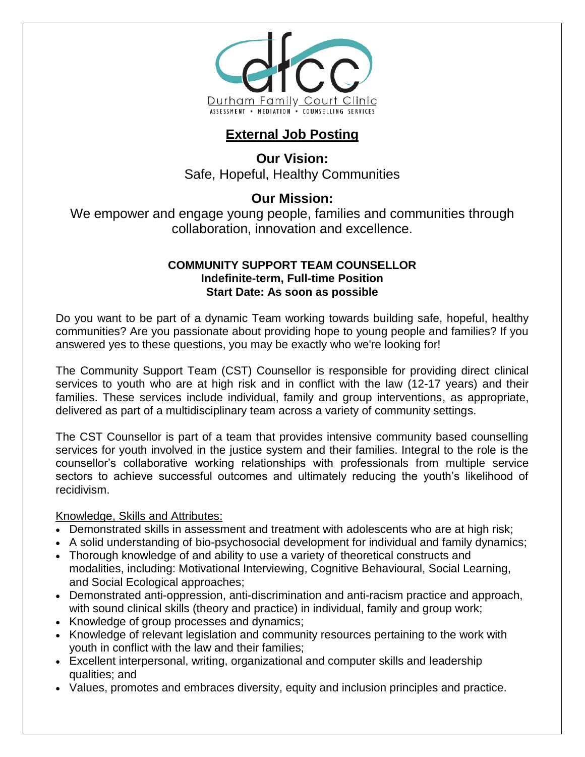Durham Family Court Clinic
ASSESSMENT • MEDIATION • COUNSELLING SERVICES

# External Job Posting

## Our Vision:

Safe, Hopeful, Healthy Communities

## Our Mission:

We empower and engage young people, families and communities through collaboration, innovation and excellence.

### COMMUNITY SUPPORT TEAM COUNSELLOR

**Indefinite-term, Full-time Position**
**Start Date: As soon as possible**

Do you want to be part of a dynamic Team working towards building safe, hopeful, healthy communities? Are you passionate about providing hope to young people and families? If you answered yes to these questions, you may be exactly who we're looking for!

The Community Support Team (CST) Counsellor is responsible for providing direct clinical services to youth who are at high risk and in conflict with the law (12-17 years) and their families. These services include individual, family and group interventions, as appropriate, delivered as part of a multidisciplinary team across a variety of community settings.

The CST Counsellor is part of a team that provides intensive community based counselling services for youth involved in the justice system and their families. Integral to the role is the counsellor's collaborative working relationships with professionals from multiple service sectors to achieve successful outcomes and ultimately reducing the youth's likelihood of recidivism.

Knowledge, Skills and Attributes:

- Demonstrated skills in assessment and treatment with adolescents who are at high risk;
- A solid understanding of bio-psychosocial development for individual and family dynamics;
- Thorough knowledge of and ability to use a variety of theoretical constructs and modalities, including: Motivational Interviewing, Cognitive Behavioural, Social Learning, and Social Ecological approaches;
- Demonstrated anti-oppression, anti-discrimination and anti-racism practice and approach, with sound clinical skills (theory and practice) in individual, family and group work;
- Knowledge of group processes and dynamics;
- Knowledge of relevant legislation and community resources pertaining to the work with youth in conflict with the law and their families;
- Excellent interpersonal, writing, organizational and computer skills and leadership qualities; and
- Values, promotes and embraces diversity, equity and inclusion principles and practice.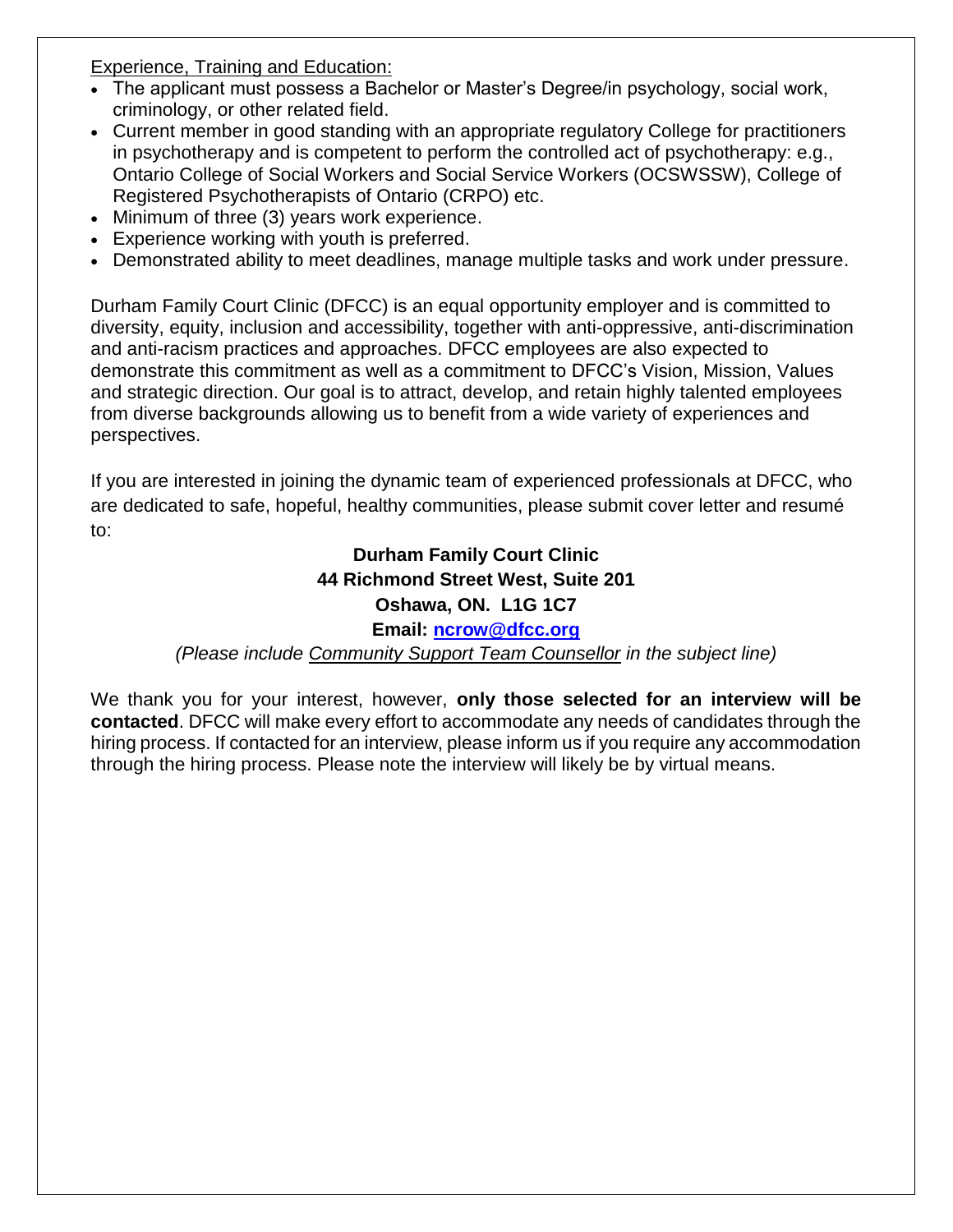Experience, Training and Education:

- The applicant must possess a Bachelor or Master's Degree/in psychology, social work, criminology, or other related field.
- Current member in good standing with an appropriate regulatory College for practitioners in psychotherapy and is competent to perform the controlled act of psychotherapy: e.g., Ontario College of Social Workers and Social Service Workers (OCSWSSW), College of Registered Psychotherapists of Ontario (CRPO) etc.
- Minimum of three (3) years work experience.
- Experience working with youth is preferred.
- Demonstrated ability to meet deadlines, manage multiple tasks and work under pressure.

Durham Family Court Clinic (DFCC) is an equal opportunity employer and is committed to diversity, equity, inclusion and accessibility, together with anti-oppressive, anti-discrimination and anti-racism practices and approaches. DFCC employees are also expected to demonstrate this commitment as well as a commitment to DFCC's Vision, Mission, Values and strategic direction. Our goal is to attract, develop, and retain highly talented employees from diverse backgrounds allowing us to benefit from a wide variety of experiences and perspectives.

If you are interested in joining the dynamic team of experienced professionals at DFCC, who are dedicated to safe, hopeful, healthy communities, please submit cover letter and resumé to:

**Durham Family Court Clinic**
**44 Richmond Street West, Suite 201**
**Oshawa, ON. L1G 1C7**
**Email: ncrow@dfcc.org**

*(Please include Community Support Team Counsellor in the subject line)*

We thank you for your interest, however, **only those selected for an interview will be contacted**. DFCC will make every effort to accommodate any needs of candidates through the hiring process. If contacted for an interview, please inform us if you require any accommodation through the hiring process. Please note the interview will likely be by virtual means.